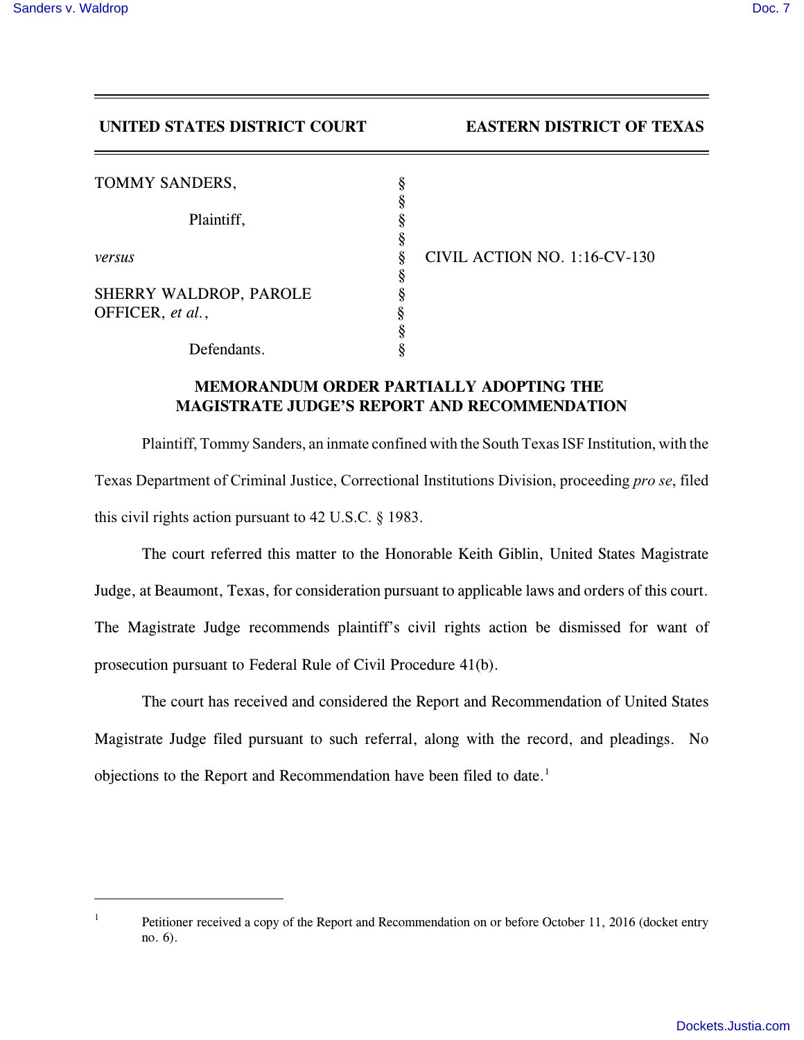**UNITED STATES DISTRICT COURT EASTERN DISTRICT OF TEXAS**

| | | |
|---|---|---|
| TOMMY SANDERS, | § | |
| | § | |
| Plaintiff, | § | |
| | § | |
| *versus* | § | CIVIL ACTION NO. 1:16-CV-130 |
| | § | |
| SHERRY WALDROP, PAROLE OFFICER, *et al.*, | § | |
| | § | |
| Defendants. | § | |

## MEMORANDUM ORDER PARTIALLY ADOPTING THE MAGISTRATE JUDGE'S REPORT AND RECOMMENDATION

Plaintiff, Tommy Sanders, an inmate confined with the South Texas ISF Institution, with the Texas Department of Criminal Justice, Correctional Institutions Division, proceeding *pro se*, filed this civil rights action pursuant to 42 U.S.C. § 1983.

The court referred this matter to the Honorable Keith Giblin, United States Magistrate Judge, at Beaumont, Texas, for consideration pursuant to applicable laws and orders of this court. The Magistrate Judge recommends plaintiff's civil rights action be dismissed for want of prosecution pursuant to Federal Rule of Civil Procedure 41(b).

The court has received and considered the Report and Recommendation of United States Magistrate Judge filed pursuant to such referral, along with the record, and pleadings. No objections to the Report and Recommendation have been filed to date.[1]

---

[1] Petitioner received a copy of the Report and Recommendation on or before October 11, 2016 (docket entry no. 6).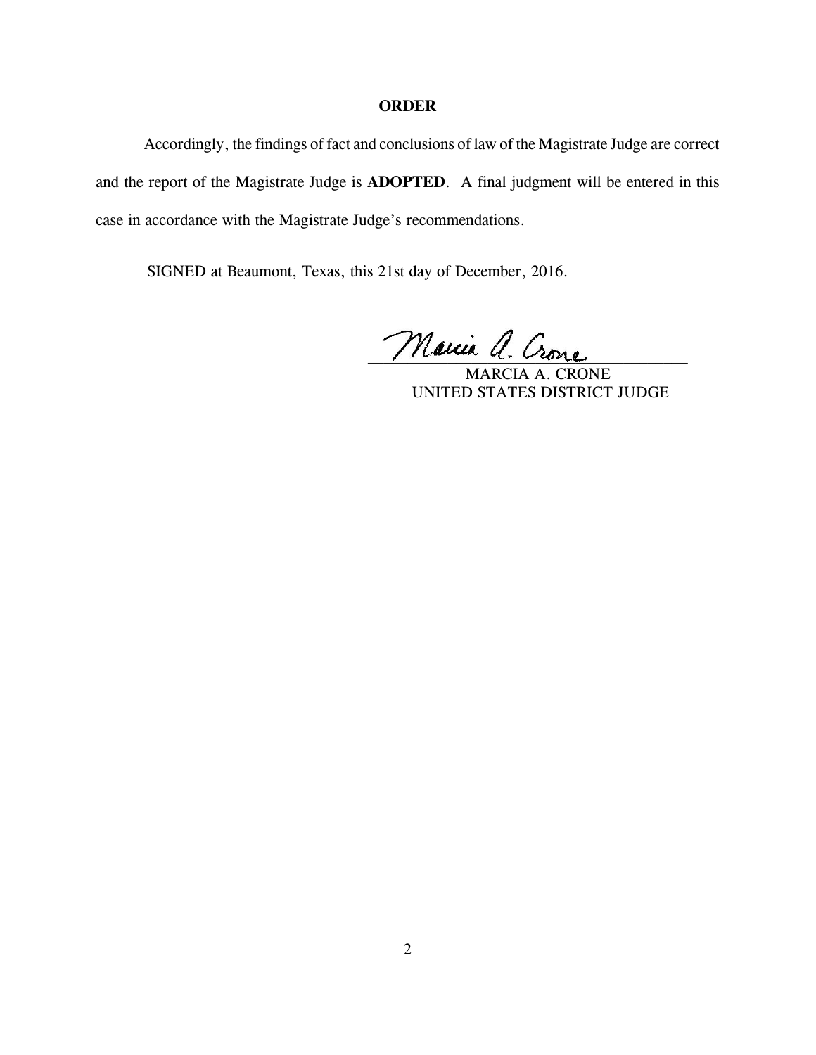**ORDER**

Accordingly, the findings of fact and conclusions of law of the Magistrate Judge are correct and the report of the Magistrate Judge is **ADOPTED**. A final judgment will be entered in this case in accordance with the Magistrate Judge's recommendations.

SIGNED at Beaumont, Texas, this 21st day of December, 2016.

Marcia A. Crone

MARCIA A. CRONE
UNITED STATES DISTRICT JUDGE